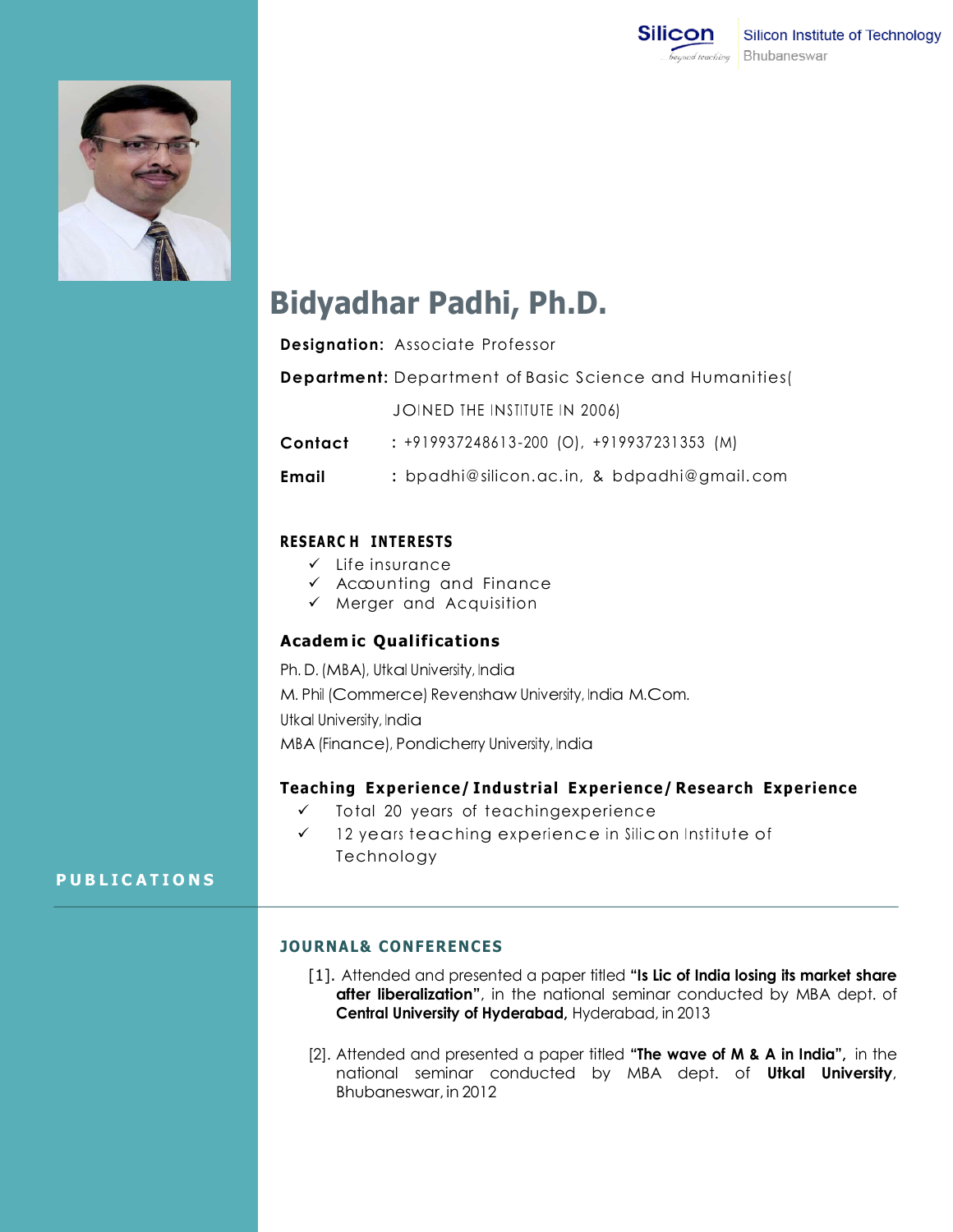Silicon Institute of Technology
Bhubaneswar

# Bidyadhar Padhi, Ph.D.

**Designation:** Associate Professor

**Department:** Department of Basic Science and Humanities( JOINED THE INSTITUTE IN 2006)

**Contact** : +919937248613-200 (O), +919937231353 (M)

**Email** : bpadhi@silicon.ac.in, & bdpadhi@gmail.com

## RESEARCH INTERESTS

- ✓ Life insurance
- ✓ Accounting and Finance
- ✓ Merger and Acquisition

## Academic Qualifications

Ph. D. (MBA), Utkal University, India

M. Phil (Commerce) Revenshaw University, India M.Com.

Utkal University, India

MBA (Finance), Pondicherry University, India

## Teaching Experience/Industrial Experience/Research Experience

- ✓ Total 20 years of teachingexperience
- ✓ 12 years teaching experience in Silicon Institute of Technology

## PUBLICATIONS

### JOURNAL& CONFERENCES

[1]. Attended and presented a paper titled **"Is Lic of India losing its market share after liberalization"**, in the national seminar conducted by MBA dept. of **Central University of Hyderabad,** Hyderabad, in 2013

[2]. Attended and presented a paper titled **"The wave of M & A in India",** in the national seminar conducted by MBA dept. of **Utkal University**, Bhubaneswar, in 2012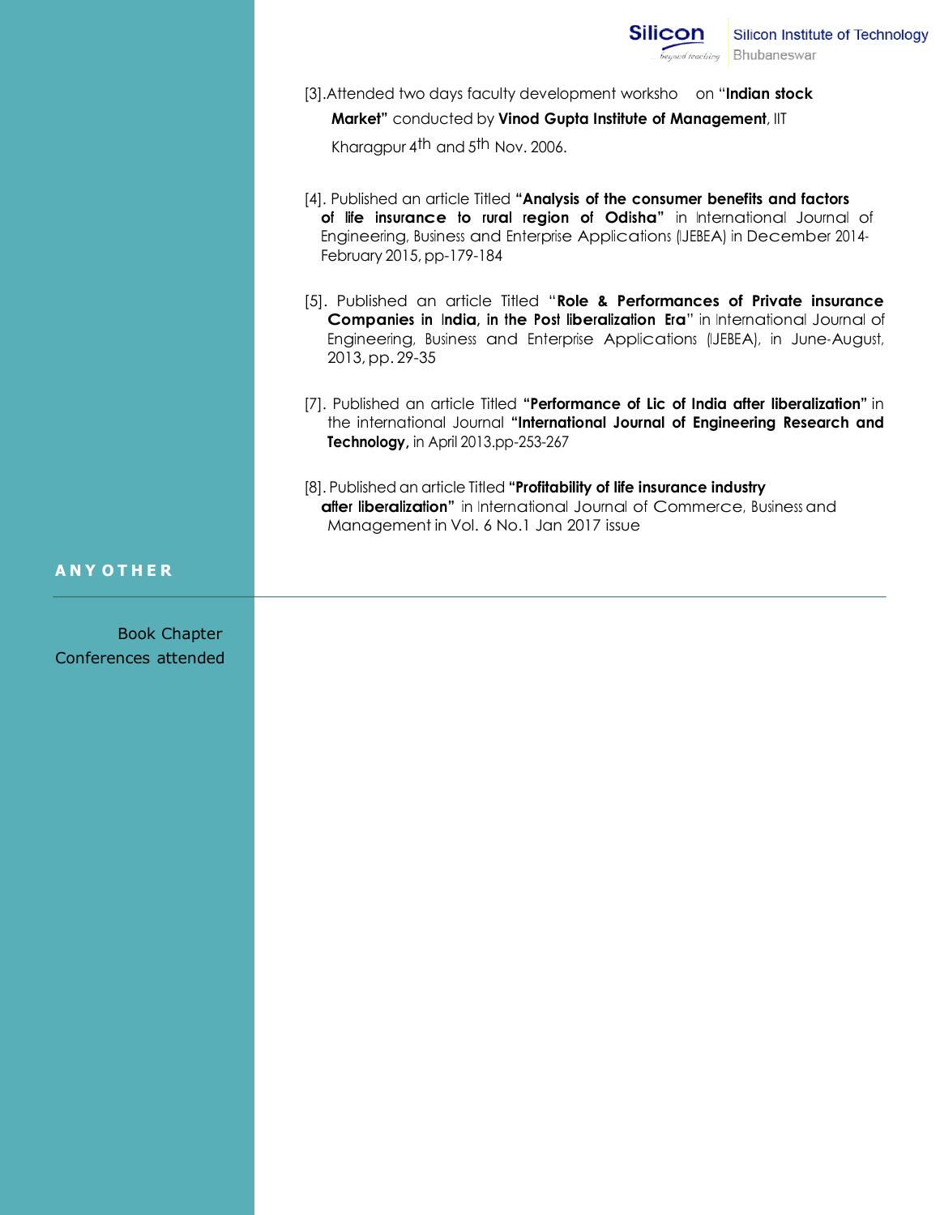[3].Attended two days faculty development worksho on "**Indian stock Market"** conducted by **Vinod Gupta Institute of Management**, IIT Kharagpur 4th and 5th Nov. 2006.

[4]. Published an article Titled **"Analysis of the consumer benefits and factors of life insurance to rural region of Odisha"** in International Journal of Engineering, Business and Enterprise Applications (IJEBEA) in December 2014-February 2015, pp-179-184

[5]. Published an article Titled "**Role & Performances of Private insurance Companies in India, in the Post liberalization Era**" in International Journal of Engineering, Business and Enterprise Applications (IJEBEA), in June-August, 2013, pp. 29-35

[7]. Published an article Titled **"Performance of Lic of India after liberalization"** in the international Journal **"International Journal of Engineering Research and Technology,** in April 2013.pp-253-267

[8]. Published an article Titled **"Profitability of life insurance industry after liberalization"** in International Journal of Commerce, Business and Management in Vol. 6 No.1 Jan 2017 issue

## ANY OTHER

Book Chapter

Conferences attended